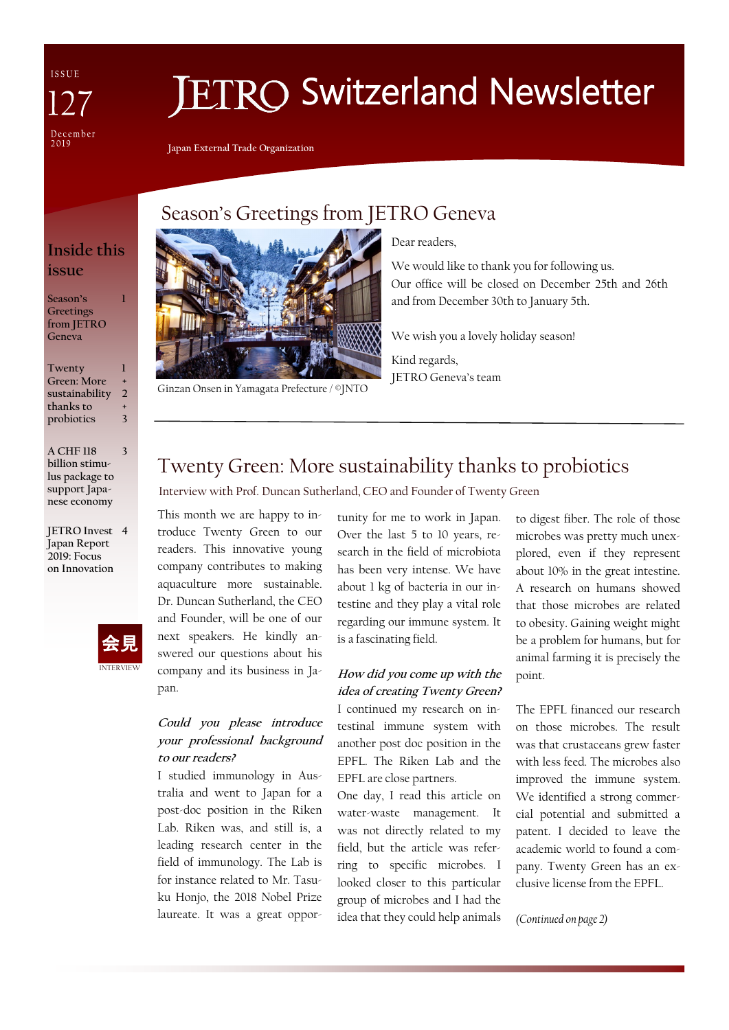ISSUE 127

December 2019

# JETRO Switzerland Newsletter

Japan External Trade Organization

## Inside this issue

- Season's Greetings from JETRO Geneva — 1
- Twenty Green: More sustainability thanks to probiotics — 1 + 2 + 3
- A CHF 118 billion stimulus package to support Japanese economy — 3
- JETRO Invest Japan Report 2019: Focus on Innovation — 4

## Season's Greetings from JETRO Geneva

Ginzan Onsen in Yamagata Prefecture / ©JNTO

Dear readers,

We would like to thank you for following us.
Our office will be closed on December 25th and 26th and from December 30th to January 5th.

We wish you a lovely holiday season!

Kind regards,
JETRO Geneva's team

## Twenty Green: More sustainability thanks to probiotics

Interview with Prof. Duncan Sutherland, CEO and Founder of Twenty Green

会見 INTERVIEW

This month we are happy to introduce Twenty Green to our readers. This innovative young company contributes to making aquaculture more sustainable. Dr. Duncan Sutherland, the CEO and Founder, will be one of our next speakers. He kindly answered our questions about his company and its business in Japan.

***Could you please introduce your professional background to our readers?***

I studied immunology in Australia and went to Japan for a post-doc position in the Riken Lab. Riken was, and still is, a leading research center in the field of immunology. The Lab is for instance related to Mr. Tasuku Honjo, the 2018 Nobel Prize laureate. It was a great opportunity for me to work in Japan. Over the last 5 to 10 years, research in the field of microbiota has been very intense. We have about 1 kg of bacteria in our intestine and they play a vital role regarding our immune system. It is a fascinating field.

***How did you come up with the idea of creating Twenty Green?***

I continued my research on intestinal immune system with another post doc position in the EPFL. The Riken Lab and the EPFL are close partners.

One day, I read this article on water-waste management. It was not directly related to my field, but the article was referring to specific microbes. I looked closer to this particular group of microbes and I had the idea that they could help animals to digest fiber. The role of those microbes was pretty much unexplored, even if they represent about 10% in the great intestine. A research on humans showed that those microbes are related to obesity. Gaining weight might be a problem for humans, but for animal farming it is precisely the point.

The EPFL financed our research on those microbes. The result was that crustaceans grew faster with less feed. The microbes also improved the immune system. We identified a strong commercial potential and submitted a patent. I decided to leave the academic world to found a company. Twenty Green has an exclusive license from the EPFL.

*(Continued on page 2)*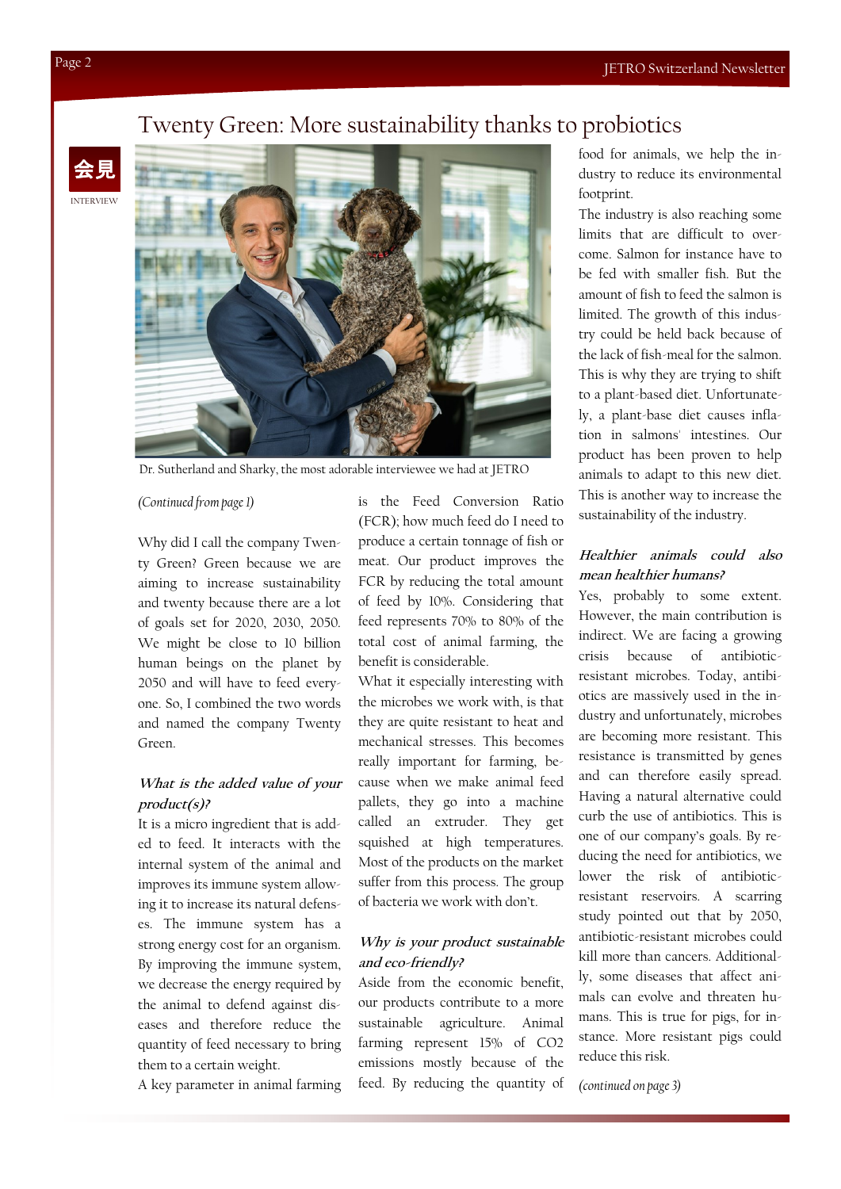会見

INTERVIEW

# Twenty Green: More sustainability thanks to probiotics

Dr. Sutherland and Sharky, the most adorable interviewee we had at JETRO

*(Continued from page 1)*

Why did I call the company Twenty Green? Green because we are aiming to increase sustainability and twenty because there are a lot of goals set for 2020, 2030, 2050. We might be close to 10 billion human beings on the planet by 2050 and will have to feed everyone. So, I combined the two words and named the company Twenty Green.

***What is the added value of your product(s)?***

It is a micro ingredient that is added to feed. It interacts with the internal system of the animal and improves its immune system allowing it to increase its natural defenses. The immune system has a strong energy cost for an organism. By improving the immune system, we decrease the energy required by the animal to defend against diseases and therefore reduce the quantity of feed necessary to bring them to a certain weight.

A key parameter in animal farming is the Feed Conversion Ratio (FCR); how much feed do I need to produce a certain tonnage of fish or meat. Our product improves the FCR by reducing the total amount of feed by 10%. Considering that feed represents 70% to 80% of the total cost of animal farming, the benefit is considerable.

What it especially interesting with the microbes we work with, is that they are quite resistant to heat and mechanical stresses. This becomes really important for farming, because when we make animal feed pallets, they go into a machine called an extruder. They get squished at high temperatures. Most of the products on the market suffer from this process. The group of bacteria we work with don't.

***Why is your product sustainable and eco-friendly?***

Aside from the economic benefit, our products contribute to a more sustainable agriculture. Animal farming represent 15% of $CO_2$ emissions mostly because of the feed. By reducing the quantity of food for animals, we help the industry to reduce its environmental footprint.

The industry is also reaching some limits that are difficult to overcome. Salmon for instance have to be fed with smaller fish. But the amount of fish to feed the salmon is limited. The growth of this industry could be held back because of the lack of fish-meal for the salmon. This is why they are trying to shift to a plant-based diet. Unfortunately, a plant-base diet causes inflation in salmons' intestines. Our product has been proven to help animals to adapt to this new diet. This is another way to increase the sustainability of the industry.

***Healthier animals could also mean healthier humans?***

Yes, probably to some extent. However, the main contribution is indirect. We are facing a growing crisis because of antibiotic-resistant microbes. Today, antibiotics are massively used in the industry and unfortunately, microbes are becoming more resistant. This resistance is transmitted by genes and can therefore easily spread. Having a natural alternative could curb the use of antibiotics. This is one of our company's goals. By reducing the need for antibiotics, we lower the risk of antibiotic-resistant reservoirs. A scarring study pointed out that by 2050, antibiotic-resistant microbes could kill more than cancers. Additionally, some diseases that affect animals can evolve and threaten humans. This is true for pigs, for instance. More resistant pigs could reduce this risk.

*(continued on page 3)*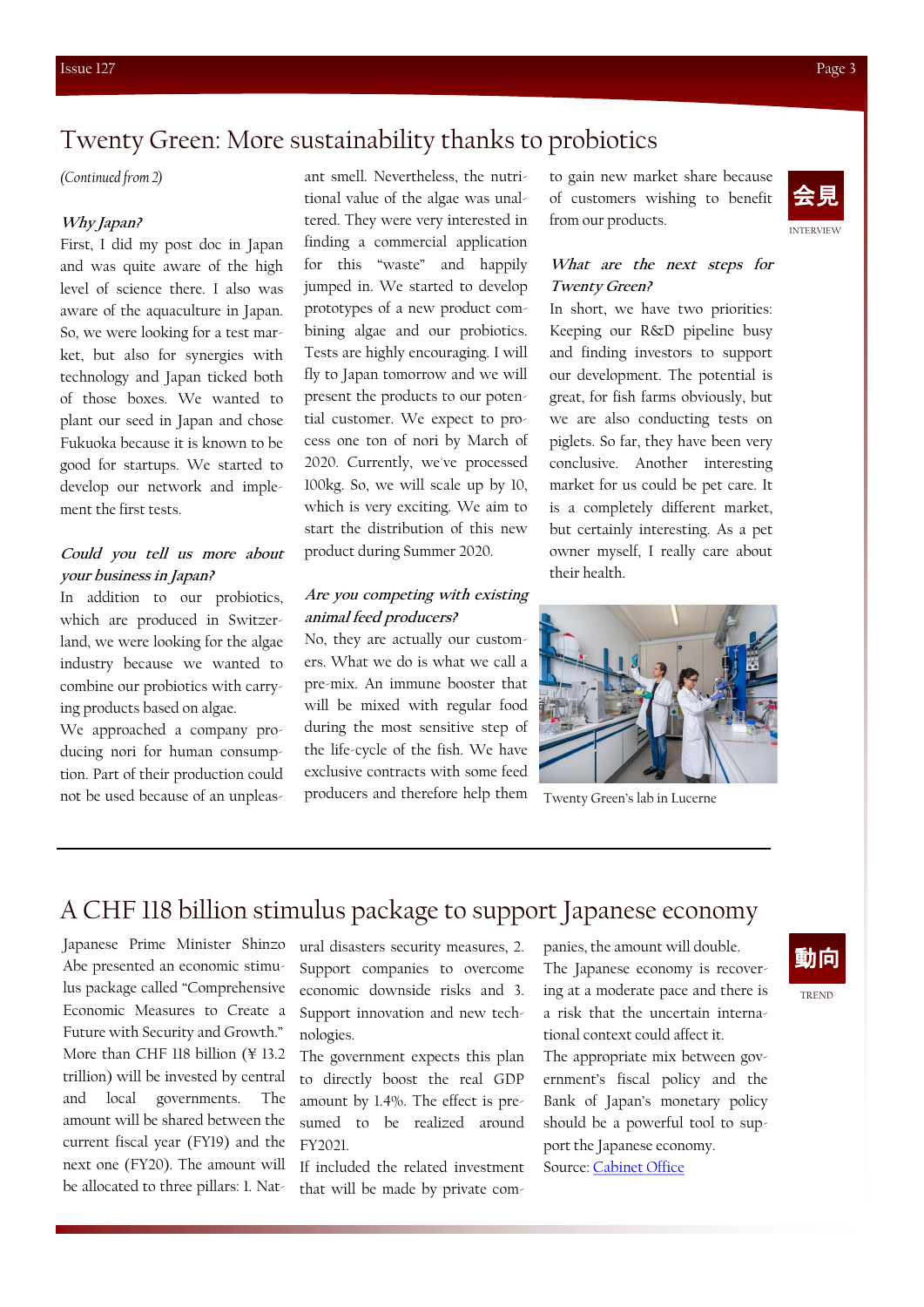# Twenty Green: More sustainability thanks to probiotics

*(Continued from 2)*

***Why Japan?***

First, I did my post doc in Japan and was quite aware of the high level of science there. I also was aware of the aquaculture in Japan. So, we were looking for a test market, but also for synergies with technology and Japan ticked both of those boxes. We wanted to plant our seed in Japan and chose Fukuoka because it is known to be good for startups. We started to develop our network and implement the first tests.

***Could you tell us more about your business in Japan?***

In addition to our probiotics, which are produced in Switzerland, we were looking for the algae industry because we wanted to combine our probiotics with carrying products based on algae.

We approached a company producing nori for human consumption. Part of their production could not be used because of an unpleasant smell. Nevertheless, the nutritional value of the algae was unaltered. They were very interested in finding a commercial application for this "waste" and happily jumped in. We started to develop prototypes of a new product combining algae and our probiotics. Tests are highly encouraging. I will fly to Japan tomorrow and we will present the products to our potential customer. We expect to process one ton of nori by March of 2020. Currently, we've processed 100kg. So, we will scale up by 10, which is very exciting. We aim to start the distribution of this new product during Summer 2020.

***Are you competing with existing animal feed producers?***

No, they are actually our customers. What we do is what we call a pre-mix. An immune booster that will be mixed with regular food during the most sensitive step of the life-cycle of the fish. We have exclusive contracts with some feed producers and therefore help them to gain new market share because of customers wishing to benefit from our products.

***What are the next steps for Twenty Green?***

In short, we have two priorities: Keeping our R&D pipeline busy and finding investors to support our development. The potential is great, for fish farms obviously, but we are also conducting tests on piglets. So far, they have been very conclusive. Another interesting market for us could be pet care. It is a completely different market, but certainly interesting. As a pet owner myself, I really care about their health.

Twenty Green's lab in Lucerne

会見

INTERVIEW

---

# A CHF 118 billion stimulus package to support Japanese economy

動向

TREND

Japanese Prime Minister Shinzo Abe presented an economic stimulus package called "Comprehensive Economic Measures to Create a Future with Security and Growth." More than CHF 118 billion (¥ 13.2 trillion) will be invested by central and local governments. The amount will be shared between the current fiscal year (FY19) and the next one (FY20). The amount will be allocated to three pillars: 1. Natural disasters security measures, 2. Support companies to overcome economic downside risks and 3. Support innovation and new technologies.

The government expects this plan to directly boost the real GDP amount by 1.4%. The effect is presumed to be realized around FY2021.

If included the related investment that will be made by private companies, the amount will double.

The Japanese economy is recovering at a moderate pace and there is a risk that the uncertain international context could affect it.

The appropriate mix between government's fiscal policy and the Bank of Japan's monetary policy should be a powerful tool to support the Japanese economy.

Source: [Cabinet Office]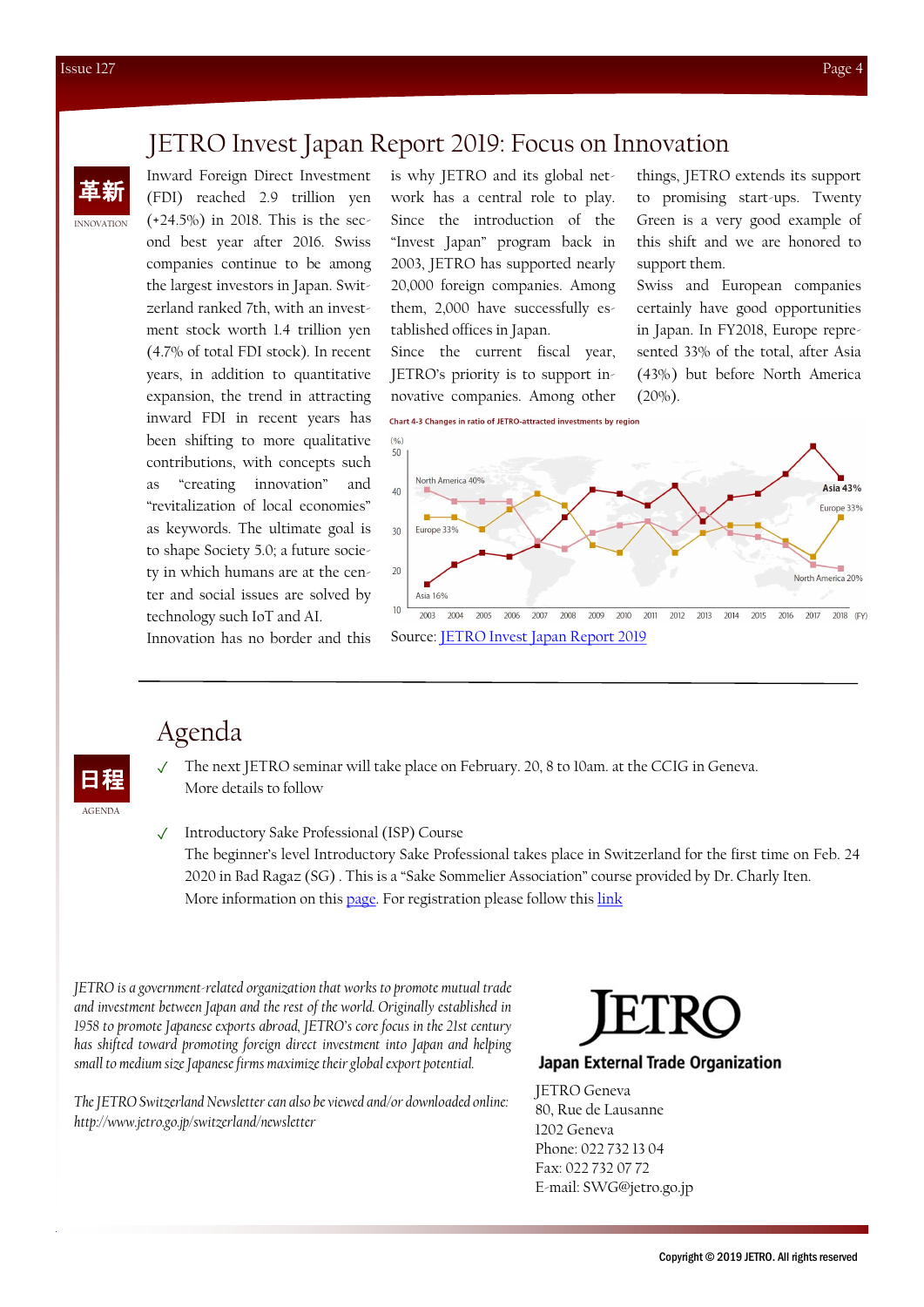# JETRO Invest Japan Report 2019: Focus on Innovation

革新

INNOVATION

Inward Foreign Direct Investment (FDI) reached 2.9 trillion yen (+24.5%) in 2018. This is the second best year after 2016. Swiss companies continue to be among the largest investors in Japan. Switzerland ranked 7th, with an investment stock worth 1.4 trillion yen (4.7% of total FDI stock). In recent years, in addition to quantitative expansion, the trend in attracting inward FDI in recent years has been shifting to more qualitative contributions, with concepts such as "creating innovation" and "revitalization of local economies" as keywords. The ultimate goal is to shape Society 5.0; a future society in which humans are at the center and social issues are solved by technology such IoT and AI.

Innovation has no border and this is why JETRO and its global network has a central role to play. Since the introduction of the "Invest Japan" program back in 2003, JETRO has supported nearly 20,000 foreign companies. Among them, 2,000 have successfully established offices in Japan.

Since the current fiscal year, JETRO's priority is to support innovative companies. Among other things, JETRO extends its support to promising start-ups. Twenty Green is a very good example of this shift and we are honored to support them.

Swiss and European companies certainly have good opportunities in Japan. In FY2018, Europe represented 33% of the total, after Asia (43%) but before North America (20%).

Chart 4-3 Changes in ratio of JETRO-attracted investments by region

(%)
50
40
30
20
10
2003 2004 2005 2006 2007 2008 2009 2010 2011 2012 2013 2014 2015 2016 2017 2018 (FY)
North America 40%
Europe 33%
Asia 16%
Asia 43%
Europe 33%
North America 20%

Source: [JETRO Invest Japan Report 2019]

## Agenda

日程

AGENDA

- ✓ The next JETRO seminar will take place on February. 20, 8 to 10am. at the CCIG in Geneva. More details to follow
- ✓ Introductory Sake Professional (ISP) Course
  The beginner's level Introductory Sake Professional takes place in Switzerland for the first time on Feb. 24 2020 in Bad Ragaz (SG) . This is a "Sake Sommelier Association" course provided by Dr. Charly Iten.
  More information on this [page]. For registration please follow this [link]

*JETRO is a government-related organization that works to promote mutual trade and investment between Japan and the rest of the world. Originally established in 1958 to promote Japanese exports abroad, JETRO's core focus in the 21st century has shifted toward promoting foreign direct investment into Japan and helping small to medium size Japanese firms maximize their global export potential.*

*The JETRO Switzerland Newsletter can also be viewed and/or downloaded online: http://www.jetro.go.jp/switzerland/newsletter*

JETRO
Japan External Trade Organization

JETRO Geneva
80, Rue de Lausanne
1202 Geneva
Phone: 022 732 13 04
Fax: 022 732 07 72
E-mail: SWG@jetro.go.jp

Copyright © 2019 JETRO. All rights reserved